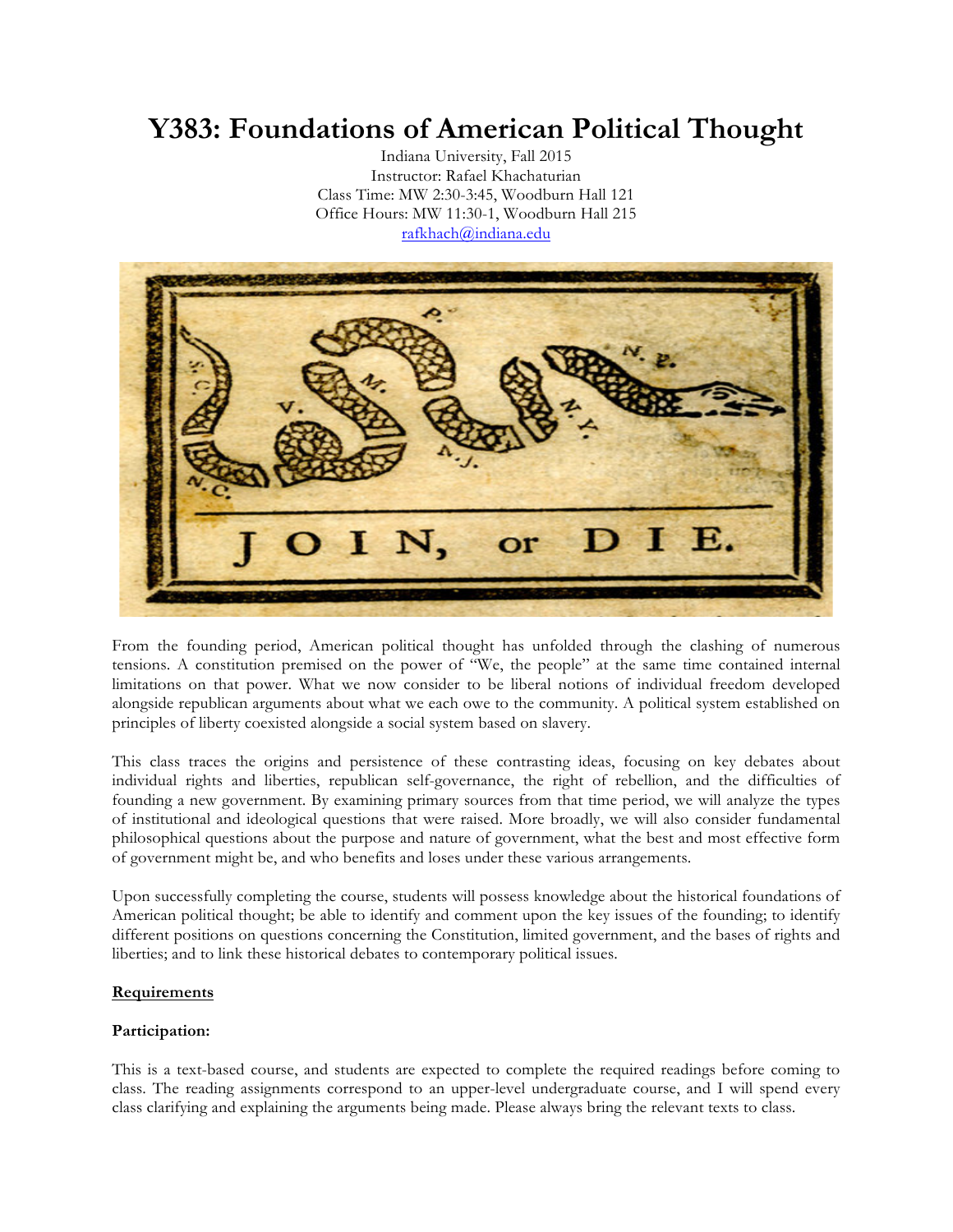# Y383: Foundations of American Political Thought

Indiana University, Fall 2015
Instructor: Rafael Khachaturian
Class Time: MW 2:30-3:45, Woodburn Hall 121
Office Hours: MW 11:30-1, Woodburn Hall 215
rafkhach@indiana.edu

From the founding period, American political thought has unfolded through the clashing of numerous tensions. A constitution premised on the power of "We, the people" at the same time contained internal limitations on that power. What we now consider to be liberal notions of individual freedom developed alongside republican arguments about what we each owe to the community. A political system established on principles of liberty coexisted alongside a social system based on slavery.

This class traces the origins and persistence of these contrasting ideas, focusing on key debates about individual rights and liberties, republican self-governance, the right of rebellion, and the difficulties of founding a new government. By examining primary sources from that time period, we will analyze the types of institutional and ideological questions that were raised. More broadly, we will also consider fundamental philosophical questions about the purpose and nature of government, what the best and most effective form of government might be, and who benefits and loses under these various arrangements.

Upon successfully completing the course, students will possess knowledge about the historical foundations of American political thought; be able to identify and comment upon the key issues of the founding; to identify different positions on questions concerning the Constitution, limited government, and the bases of rights and liberties; and to link these historical debates to contemporary political issues.

## Requirements

### Participation:

This is a text-based course, and students are expected to complete the required readings before coming to class. The reading assignments correspond to an upper-level undergraduate course, and I will spend every class clarifying and explaining the arguments being made. Please always bring the relevant texts to class.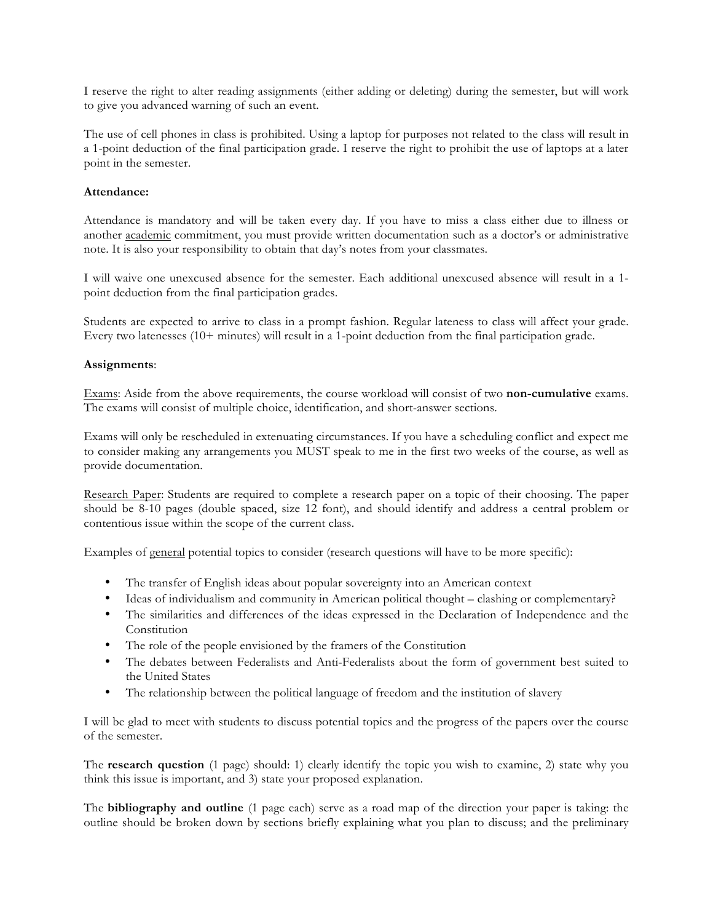I reserve the right to alter reading assignments (either adding or deleting) during the semester, but will work to give you advanced warning of such an event.

The use of cell phones in class is prohibited. Using a laptop for purposes not related to the class will result in a 1-point deduction of the final participation grade. I reserve the right to prohibit the use of laptops at a later point in the semester.

**Attendance:**

Attendance is mandatory and will be taken every day. If you have to miss a class either due to illness or another academic commitment, you must provide written documentation such as a doctor's or administrative note. It is also your responsibility to obtain that day's notes from your classmates.

I will waive one unexcused absence for the semester. Each additional unexcused absence will result in a 1-point deduction from the final participation grades.

Students are expected to arrive to class in a prompt fashion. Regular lateness to class will affect your grade. Every two latenesses (10+ minutes) will result in a 1-point deduction from the final participation grade.

**Assignments**:

Exams: Aside from the above requirements, the course workload will consist of two **non-cumulative** exams. The exams will consist of multiple choice, identification, and short-answer sections.

Exams will only be rescheduled in extenuating circumstances. If you have a scheduling conflict and expect me to consider making any arrangements you MUST speak to me in the first two weeks of the course, as well as provide documentation.

Research Paper: Students are required to complete a research paper on a topic of their choosing. The paper should be 8-10 pages (double spaced, size 12 font), and should identify and address a central problem or contentious issue within the scope of the current class.

Examples of general potential topics to consider (research questions will have to be more specific):

- The transfer of English ideas about popular sovereignty into an American context
- Ideas of individualism and community in American political thought – clashing or complementary?
- The similarities and differences of the ideas expressed in the Declaration of Independence and the Constitution
- The role of the people envisioned by the framers of the Constitution
- The debates between Federalists and Anti-Federalists about the form of government best suited to the United States
- The relationship between the political language of freedom and the institution of slavery

I will be glad to meet with students to discuss potential topics and the progress of the papers over the course of the semester.

The **research question** (1 page) should: 1) clearly identify the topic you wish to examine, 2) state why you think this issue is important, and 3) state your proposed explanation.

The **bibliography and outline** (1 page each) serve as a road map of the direction your paper is taking: the outline should be broken down by sections briefly explaining what you plan to discuss; and the preliminary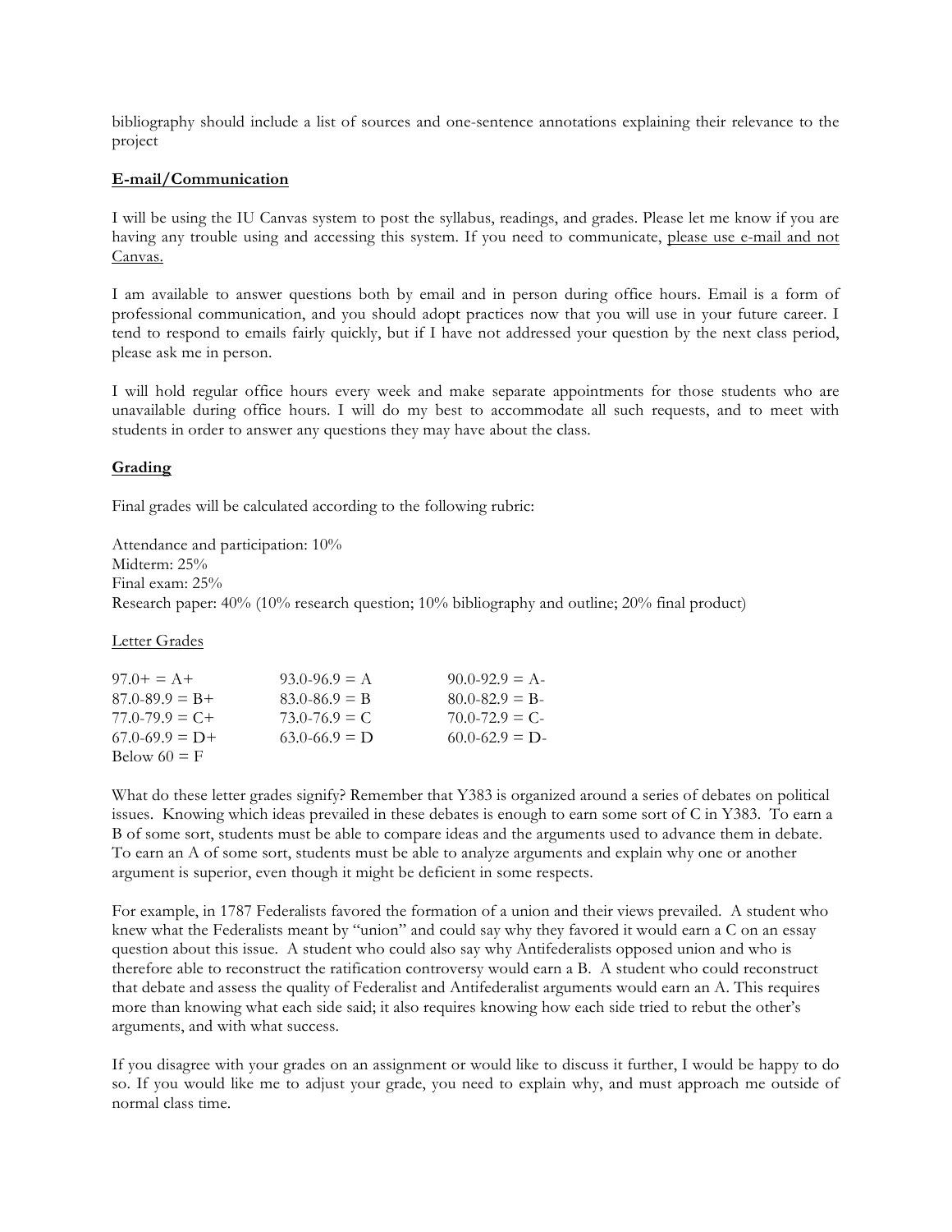bibliography should include a list of sources and one-sentence annotations explaining their relevance to the project

## E-mail/Communication

I will be using the IU Canvas system to post the syllabus, readings, and grades. Please let me know if you are having any trouble using and accessing this system. If you need to communicate, please use e-mail and not Canvas.

I am available to answer questions both by email and in person during office hours. Email is a form of professional communication, and you should adopt practices now that you will use in your future career. I tend to respond to emails fairly quickly, but if I have not addressed your question by the next class period, please ask me in person.

I will hold regular office hours every week and make separate appointments for those students who are unavailable during office hours. I will do my best to accommodate all such requests, and to meet with students in order to answer any questions they may have about the class.

## Grading

Final grades will be calculated according to the following rubric:

Attendance and participation: 10%
Midterm: 25%
Final exam: 25%
Research paper: 40% (10% research question; 10% bibliography and outline; 20% final product)

### Letter Grades

| | | |
|---|---|---|
| 97.0+ = A+ | 93.0-96.9 = A | 90.0-92.9 = A- |
| 87.0-89.9 = B+ | 83.0-86.9 = B | 80.0-82.9 = B- |
| 77.0-79.9 = C+ | 73.0-76.9 = C | 70.0-72.9 = C- |
| 67.0-69.9 = D+ | 63.0-66.9 = D | 60.0-62.9 = D- |
| Below 60 = F | | |

What do these letter grades signify? Remember that Y383 is organized around a series of debates on political issues. Knowing which ideas prevailed in these debates is enough to earn some sort of C in Y383. To earn a B of some sort, students must be able to compare ideas and the arguments used to advance them in debate. To earn an A of some sort, students must be able to analyze arguments and explain why one or another argument is superior, even though it might be deficient in some respects.

For example, in 1787 Federalists favored the formation of a union and their views prevailed. A student who knew what the Federalists meant by "union" and could say why they favored it would earn a C on an essay question about this issue. A student who could also say why Antifederalists opposed union and who is therefore able to reconstruct the ratification controversy would earn a B. A student who could reconstruct that debate and assess the quality of Federalist and Antifederalist arguments would earn an A. This requires more than knowing what each side said; it also requires knowing how each side tried to rebut the other's arguments, and with what success.

If you disagree with your grades on an assignment or would like to discuss it further, I would be happy to do so. If you would like me to adjust your grade, you need to explain why, and must approach me outside of normal class time.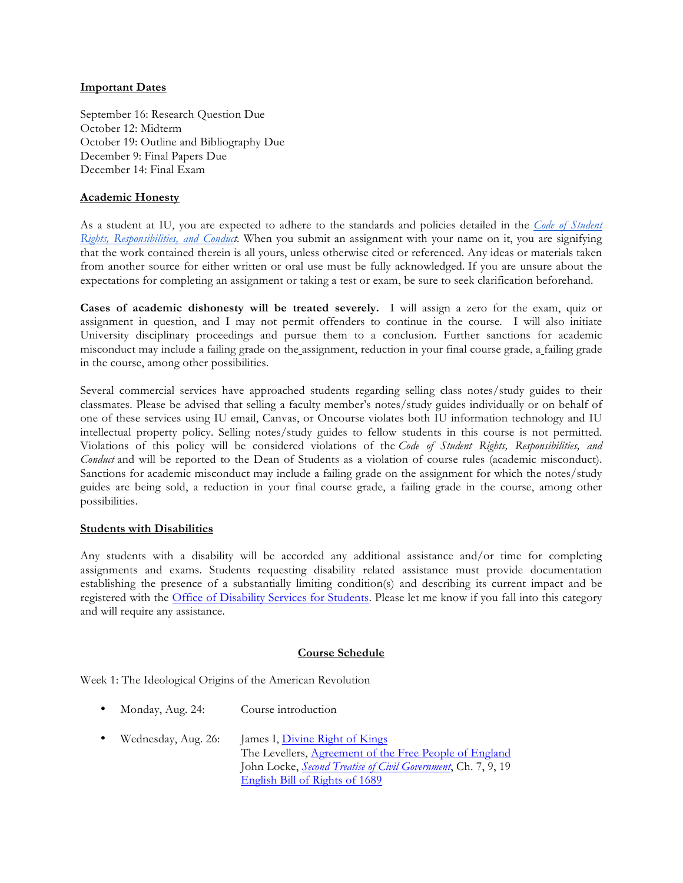**Important Dates**

September 16: Research Question Due
October 12: Midterm
October 19: Outline and Bibliography Due
December 9: Final Papers Due
December 14: Final Exam

**Academic Honesty**

As a student at IU, you are expected to adhere to the standards and policies detailed in the *Code of Student Rights, Responsibilities, and Conduct*. When you submit an assignment with your name on it, you are signifying that the work contained therein is all yours, unless otherwise cited or referenced. Any ideas or materials taken from another source for either written or oral use must be fully acknowledged. If you are unsure about the expectations for completing an assignment or taking a test or exam, be sure to seek clarification beforehand.

**Cases of academic dishonesty will be treated severely.** I will assign a zero for the exam, quiz or assignment in question, and I may not permit offenders to continue in the course. I will also initiate University disciplinary proceedings and pursue them to a conclusion. Further sanctions for academic misconduct may include a failing grade on the assignment, reduction in your final course grade, a failing grade in the course, among other possibilities.

Several commercial services have approached students regarding selling class notes/study guides to their classmates. Please be advised that selling a faculty member's notes/study guides individually or on behalf of one of these services using IU email, Canvas, or Oncourse violates both IU information technology and IU intellectual property policy. Selling notes/study guides to fellow students in this course is not permitted. Violations of this policy will be considered violations of the *Code of Student Rights, Responsibilities, and Conduct* and will be reported to the Dean of Students as a violation of course rules (academic misconduct). Sanctions for academic misconduct may include a failing grade on the assignment for which the notes/study guides are being sold, a reduction in your final course grade, a failing grade in the course, among other possibilities.

**Students with Disabilities**

Any students with a disability will be accorded any additional assistance and/or time for completing assignments and exams. Students requesting disability related assistance must provide documentation establishing the presence of a substantially limiting condition(s) and describing its current impact and be registered with the Office of Disability Services for Students. Please let me know if you fall into this category and will require any assistance.

**Course Schedule**

Week 1: The Ideological Origins of the American Revolution

- Monday, Aug. 24: Course introduction
- Wednesday, Aug. 26: James I, Divine Right of Kings
  The Levellers, Agreement of the Free People of England
  John Locke, *Second Treatise of Civil Government*, Ch. 7, 9, 19
  English Bill of Rights of 1689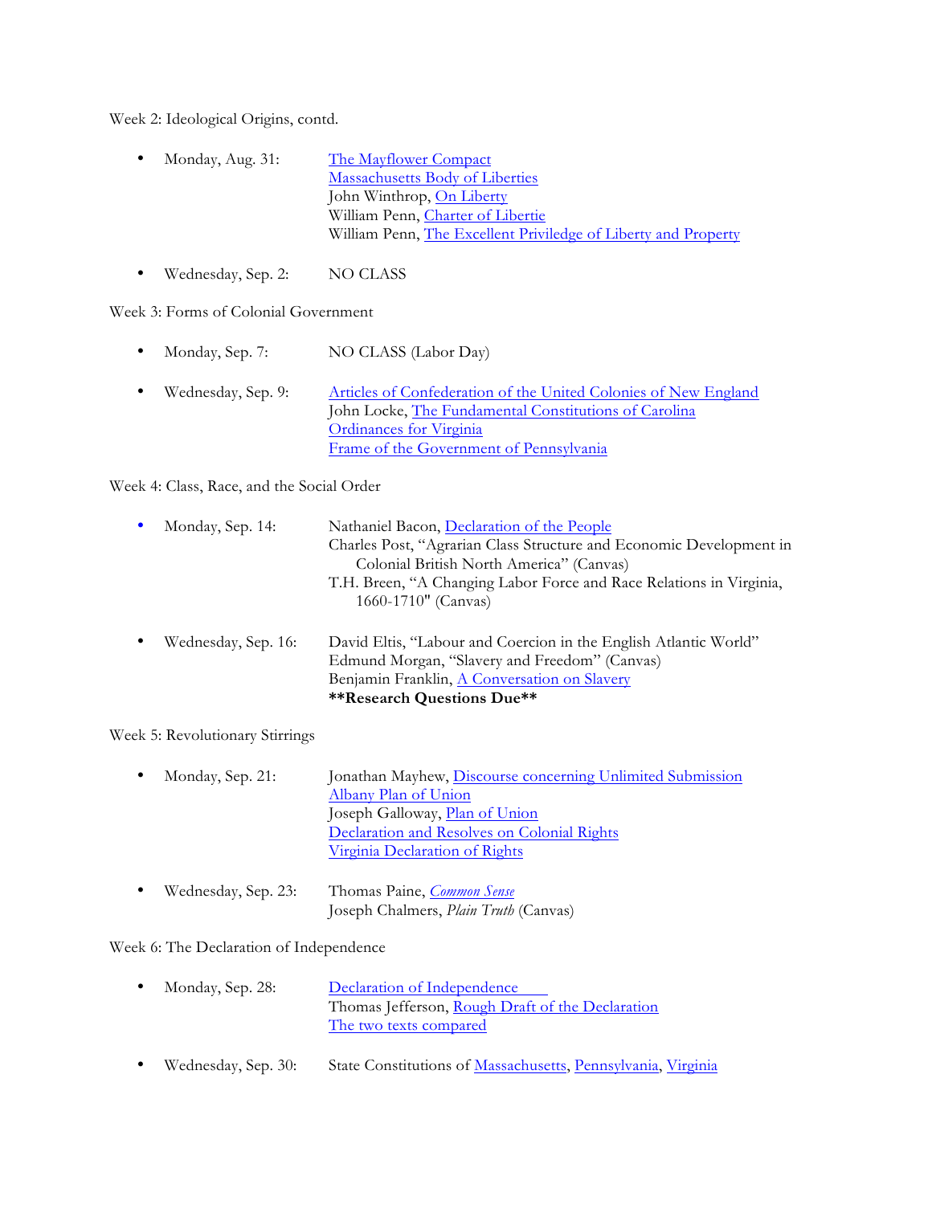Week 2: Ideological Origins, contd.

- Monday, Aug. 31: The Mayflower Compact
  Massachusetts Body of Liberties
  John Winthrop, On Liberty
  William Penn, Charter of Libertie
  William Penn, The Excellent Priviledge of Liberty and Property

- Wednesday, Sep. 2: NO CLASS

Week 3: Forms of Colonial Government

- Monday, Sep. 7: NO CLASS (Labor Day)

- Wednesday, Sep. 9: Articles of Confederation of the United Colonies of New England
  John Locke, The Fundamental Constitutions of Carolina
  Ordinances for Virginia
  Frame of the Government of Pennsylvania

Week 4: Class, Race, and the Social Order

- Monday, Sep. 14: Nathaniel Bacon, Declaration of the People
  Charles Post, "Agrarian Class Structure and Economic Development in Colonial British North America" (Canvas)
  T.H. Breen, "A Changing Labor Force and Race Relations in Virginia, 1660-1710" (Canvas)

- Wednesday, Sep. 16: David Eltis, "Labour and Coercion in the English Atlantic World"
  Edmund Morgan, "Slavery and Freedom" (Canvas)
  Benjamin Franklin, A Conversation on Slavery
  **\*\*Research Questions Due\*\***

Week 5: Revolutionary Stirrings

- Monday, Sep. 21: Jonathan Mayhew, Discourse concerning Unlimited Submission
  Albany Plan of Union
  Joseph Galloway, Plan of Union
  Declaration and Resolves on Colonial Rights
  Virginia Declaration of Rights

- Wednesday, Sep. 23: Thomas Paine, *Common Sense*
  Joseph Chalmers, *Plain Truth* (Canvas)

Week 6: The Declaration of Independence

- Monday, Sep. 28: Declaration of Independence
  Thomas Jefferson, Rough Draft of the Declaration
  The two texts compared

- Wednesday, Sep. 30: State Constitutions of Massachusetts, Pennsylvania, Virginia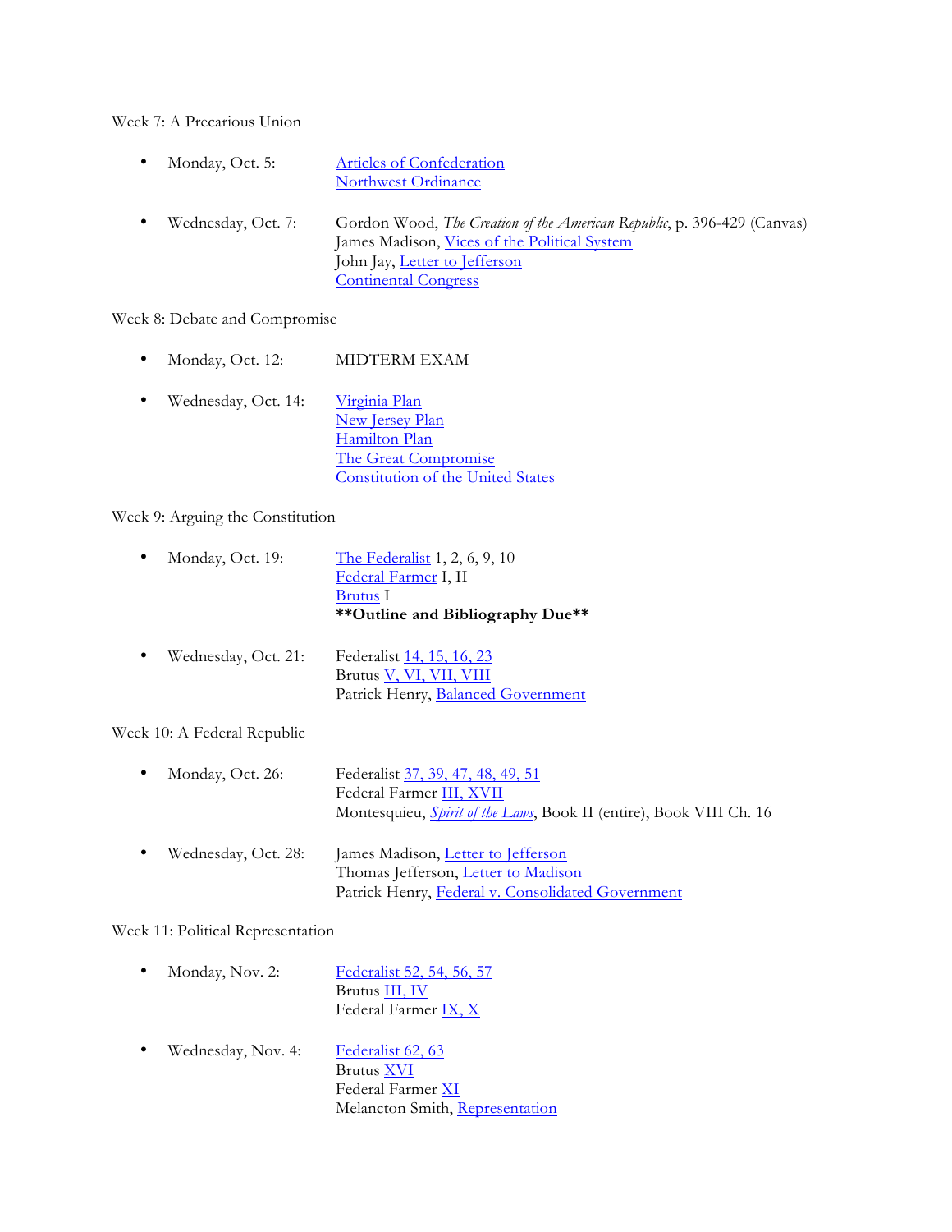Week 7: A Precarious Union

- Monday, Oct. 5: Articles of Confederation
  Northwest Ordinance

- Wednesday, Oct. 7: Gordon Wood, *The Creation of the American Republic*, p. 396-429 (Canvas)
  James Madison, Vices of the Political System
  John Jay, Letter to Jefferson
  Continental Congress

Week 8: Debate and Compromise

- Monday, Oct. 12: MIDTERM EXAM

- Wednesday, Oct. 14: Virginia Plan
  New Jersey Plan
  Hamilton Plan
  The Great Compromise
  Constitution of the United States

Week 9: Arguing the Constitution

- Monday, Oct. 19: The Federalist 1, 2, 6, 9, 10
  Federal Farmer I, II
  Brutus I
  **\*\*Outline and Bibliography Due\*\***

- Wednesday, Oct. 21: Federalist 14, 15, 16, 23
  Brutus V, VI, VII, VIII
  Patrick Henry, Balanced Government

Week 10: A Federal Republic

- Monday, Oct. 26: Federalist 37, 39, 47, 48, 49, 51
  Federal Farmer III, XVII
  Montesquieu, *Spirit of the Laws*, Book II (entire), Book VIII Ch. 16

- Wednesday, Oct. 28: James Madison, Letter to Jefferson
  Thomas Jefferson, Letter to Madison
  Patrick Henry, Federal v. Consolidated Government

Week 11: Political Representation

- Monday, Nov. 2: Federalist 52, 54, 56, 57
  Brutus III, IV
  Federal Farmer IX, X

- Wednesday, Nov. 4: Federalist 62, 63
  Brutus XVI
  Federal Farmer XI
  Melancton Smith, Representation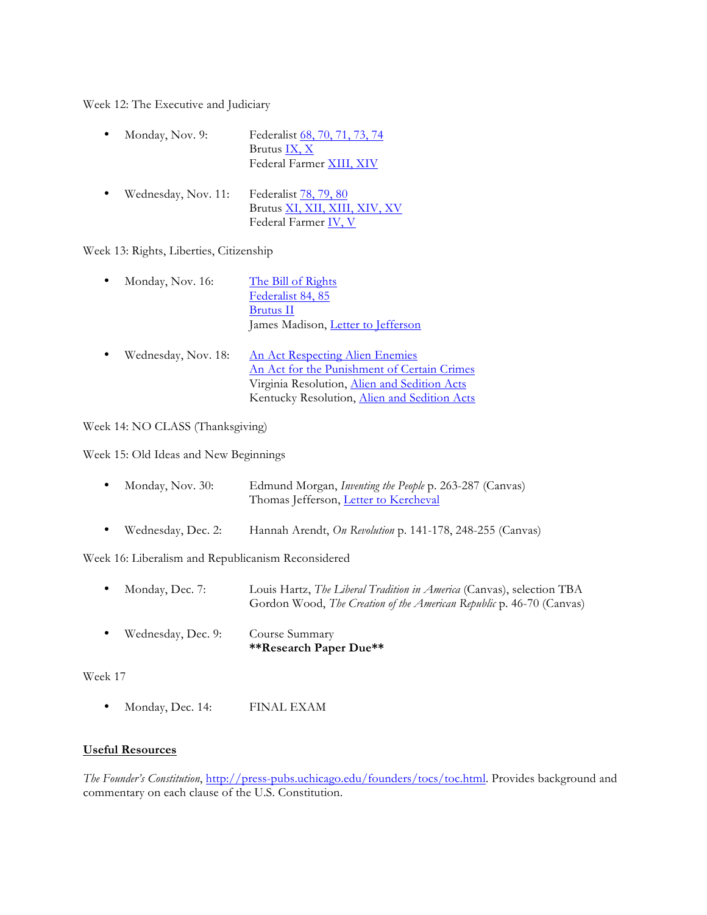Week 12: The Executive and Judiciary

- Monday, Nov. 9: Federalist 68, 70, 71, 73, 74
  Brutus IX, X
  Federal Farmer XIII, XIV

- Wednesday, Nov. 11: Federalist 78, 79, 80
  Brutus XI, XII, XIII, XIV, XV
  Federal Farmer IV, V

Week 13: Rights, Liberties, Citizenship

- Monday, Nov. 16: The Bill of Rights
  Federalist 84, 85
  Brutus II
  James Madison, Letter to Jefferson

- Wednesday, Nov. 18: An Act Respecting Alien Enemies
  An Act for the Punishment of Certain Crimes
  Virginia Resolution, Alien and Sedition Acts
  Kentucky Resolution, Alien and Sedition Acts

Week 14: NO CLASS (Thanksgiving)

Week 15: Old Ideas and New Beginnings

- Monday, Nov. 30: Edmund Morgan, *Inventing the People* p. 263-287 (Canvas)
  Thomas Jefferson, Letter to Kercheval

- Wednesday, Dec. 2: Hannah Arendt, *On Revolution* p. 141-178, 248-255 (Canvas)

Week 16: Liberalism and Republicanism Reconsidered

- Monday, Dec. 7: Louis Hartz, *The Liberal Tradition in America* (Canvas), selection TBA
  Gordon Wood, *The Creation of the American Republic* p. 46-70 (Canvas)

- Wednesday, Dec. 9: Course Summary
  **\*\*Research Paper Due\*\***

Week 17

- Monday, Dec. 14: FINAL EXAM

**Useful Resources**

*The Founder's Constitution*, http://press-pubs.uchicago.edu/founders/tocs/toc.html. Provides background and commentary on each clause of the U.S. Constitution.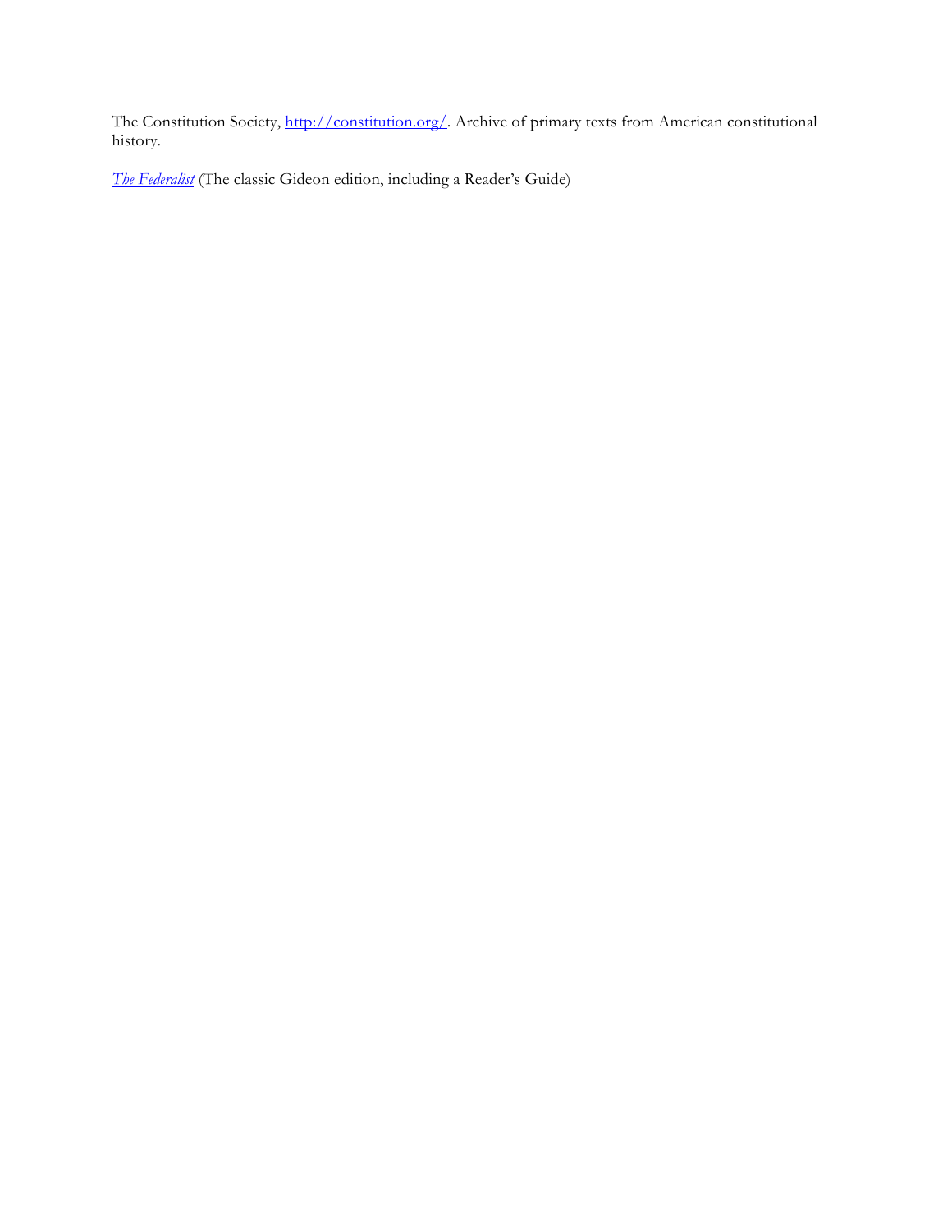The Constitution Society, [http://constitution.org/](http://constitution.org/). Archive of primary texts from American constitutional history.

*The Federalist* (The classic Gideon edition, including a Reader's Guide)